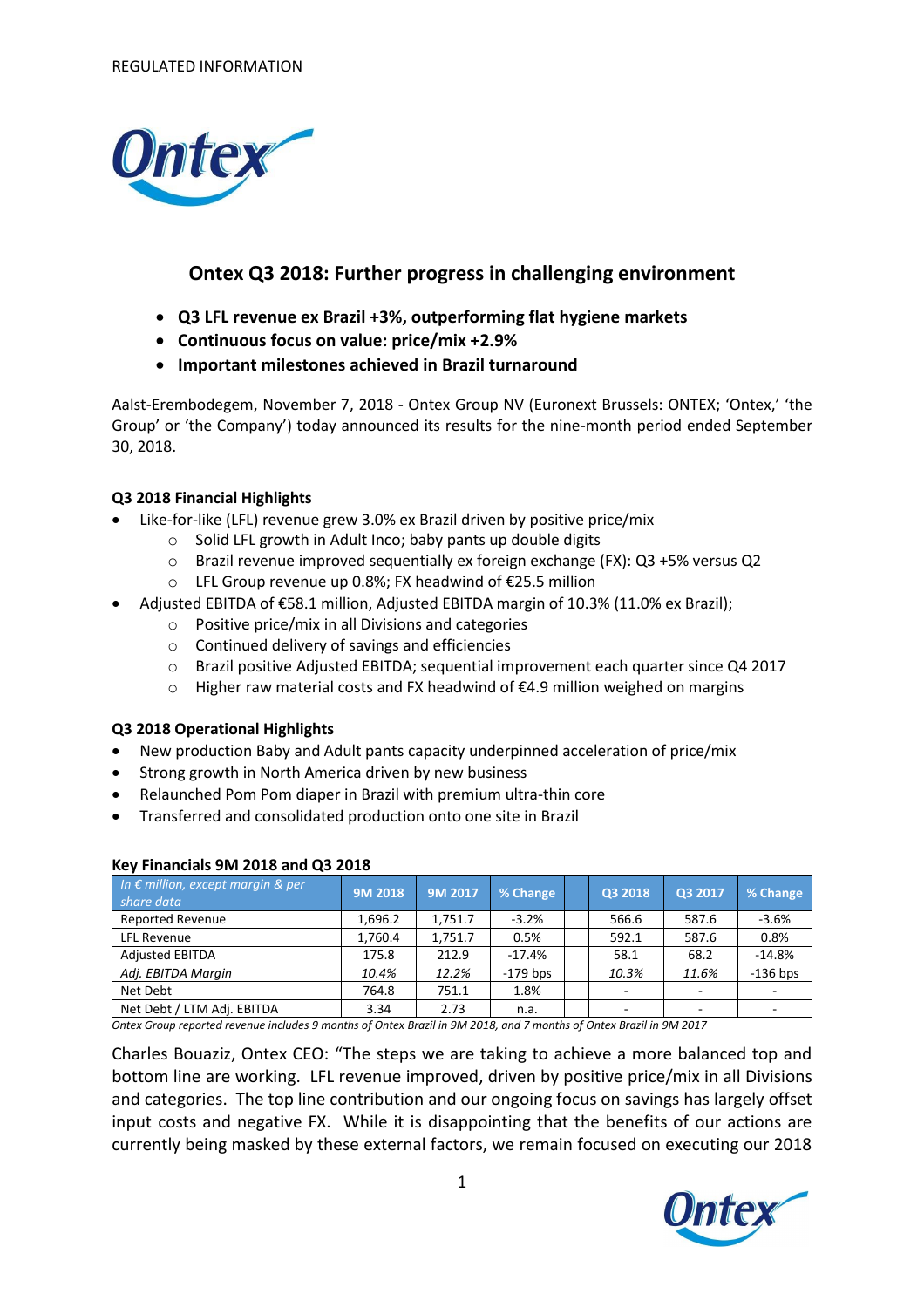REGULATED INFORMATION

# Ontex Q3 2018: Further progress in challenging environment

- **Q3 LFL revenue ex Brazil +3%, outperforming flat hygiene markets**
- **Continuous focus on value: price/mix +2.9%**
- **Important milestones achieved in Brazil turnaround**

Aalst-Erembodegem, November 7, 2018 - Ontex Group NV (Euronext Brussels: ONTEX; 'Ontex,' 'the Group' or 'the Company') today announced its results for the nine-month period ended September 30, 2018.

### Q3 2018 Financial Highlights

- Like-for-like (LFL) revenue grew 3.0% ex Brazil driven by positive price/mix
  - Solid LFL growth in Adult Inco; baby pants up double digits
  - Brazil revenue improved sequentially ex foreign exchange (FX): Q3 +5% versus Q2
  - LFL Group revenue up 0.8%; FX headwind of €25.5 million
- Adjusted EBITDA of €58.1 million, Adjusted EBITDA margin of 10.3% (11.0% ex Brazil);
  - Positive price/mix in all Divisions and categories
  - Continued delivery of savings and efficiencies
  - Brazil positive Adjusted EBITDA; sequential improvement each quarter since Q4 2017
  - Higher raw material costs and FX headwind of €4.9 million weighed on margins

### Q3 2018 Operational Highlights

- New production Baby and Adult pants capacity underpinned acceleration of price/mix
- Strong growth in North America driven by new business
- Relaunched Pom Pom diaper in Brazil with premium ultra-thin core
- Transferred and consolidated production onto one site in Brazil

### Key Financials 9M 2018 and Q3 2018

| *In € million, except margin & per share data* | 9M 2018 | 9M 2017 | % Change | | Q3 2018 | Q3 2017 | % Change |
|---|---|---|---|---|---|---|---|
| Reported Revenue | 1,696.2 | 1,751.7 | -3.2% | | 566.6 | 587.6 | -3.6% |
| LFL Revenue | 1,760.4 | 1,751.7 | 0.5% | | 592.1 | 587.6 | 0.8% |
| Adjusted EBITDA | 175.8 | 212.9 | -17.4% | | 58.1 | 68.2 | -14.8% |
| *Adj. EBITDA Margin* | *10.4%* | *12.2%* | -179 bps | | *10.3%* | *11.6%* | -136 bps |
| Net Debt | 764.8 | 751.1 | 1.8% | | - | - | - |
| Net Debt / LTM Adj. EBITDA | 3.34 | 2.73 | n.a. | | - | - | - |

*Ontex Group reported revenue includes 9 months of Ontex Brazil in 9M 2018, and 7 months of Ontex Brazil in 9M 2017*

Charles Bouaziz, Ontex CEO: "The steps we are taking to achieve a more balanced top and bottom line are working. LFL revenue improved, driven by positive price/mix in all Divisions and categories. The top line contribution and our ongoing focus on savings has largely offset input costs and negative FX. While it is disappointing that the benefits of our actions are currently being masked by these external factors, we remain focused on executing our 2018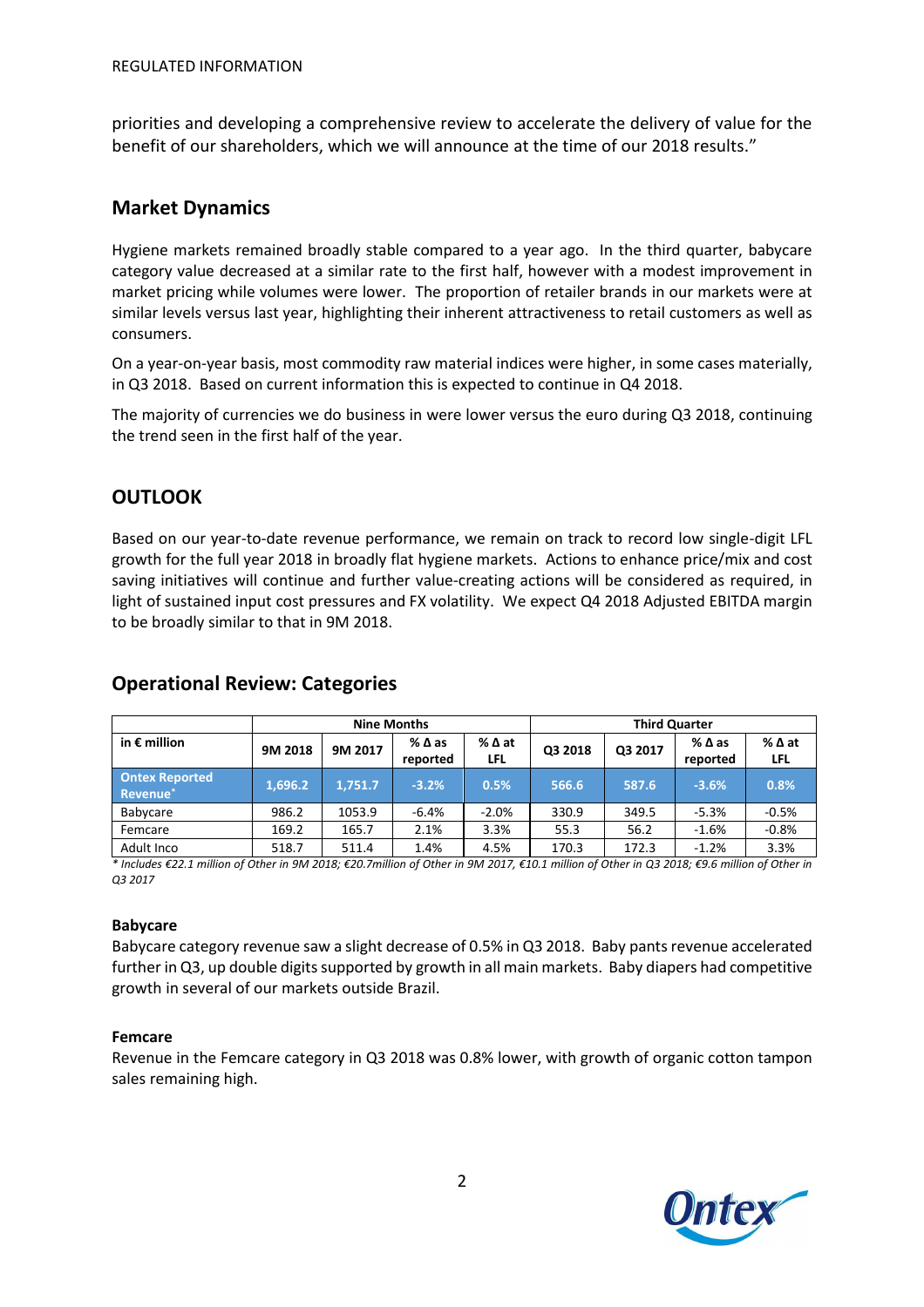priorities and developing a comprehensive review to accelerate the delivery of value for the benefit of our shareholders, which we will announce at the time of our 2018 results."

## Market Dynamics

Hygiene markets remained broadly stable compared to a year ago. In the third quarter, babycare category value decreased at a similar rate to the first half, however with a modest improvement in market pricing while volumes were lower. The proportion of retailer brands in our markets were at similar levels versus last year, highlighting their inherent attractiveness to retail customers as well as consumers.

On a year-on-year basis, most commodity raw material indices were higher, in some cases materially, in Q3 2018. Based on current information this is expected to continue in Q4 2018.

The majority of currencies we do business in were lower versus the euro during Q3 2018, continuing the trend seen in the first half of the year.

## OUTLOOK

Based on our year-to-date revenue performance, we remain on track to record low single-digit LFL growth for the full year 2018 in broadly flat hygiene markets. Actions to enhance price/mix and cost saving initiatives will continue and further value-creating actions will be considered as required, in light of sustained input cost pressures and FX volatility. We expect Q4 2018 Adjusted EBITDA margin to be broadly similar to that in 9M 2018.

## Operational Review: Categories

| | Nine Months | | | | Third Quarter | | | |
|---|---|---|---|---|---|---|---|---|
| in € million | 9M 2018 | 9M 2017 | % Δ as reported | % Δ at LFL | Q3 2018 | Q3 2017 | % Δ as reported | % Δ at LFL |
| **Ontex Reported Revenue*** | **1,696.2** | **1,751.7** | **-3.2%** | **0.5%** | **566.6** | **587.6** | **-3.6%** | **0.8%** |
| Babycare | 986.2 | 1053.9 | -6.4% | -2.0% | 330.9 | 349.5 | -5.3% | -0.5% |
| Femcare | 169.2 | 165.7 | 2.1% | 3.3% | 55.3 | 56.2 | -1.6% | -0.8% |
| Adult Inco | 518.7 | 511.4 | 1.4% | 4.5% | 170.3 | 172.3 | -1.2% | 3.3% |

*\* Includes €22.1 million of Other in 9M 2018; €20.7million of Other in 9M 2017, €10.1 million of Other in Q3 2018; €9.6 million of Other in Q3 2017*

### Babycare

Babycare category revenue saw a slight decrease of 0.5% in Q3 2018. Baby pants revenue accelerated further in Q3, up double digits supported by growth in all main markets. Baby diapers had competitive growth in several of our markets outside Brazil.

### Femcare

Revenue in the Femcare category in Q3 2018 was 0.8% lower, with growth of organic cotton tampon sales remaining high.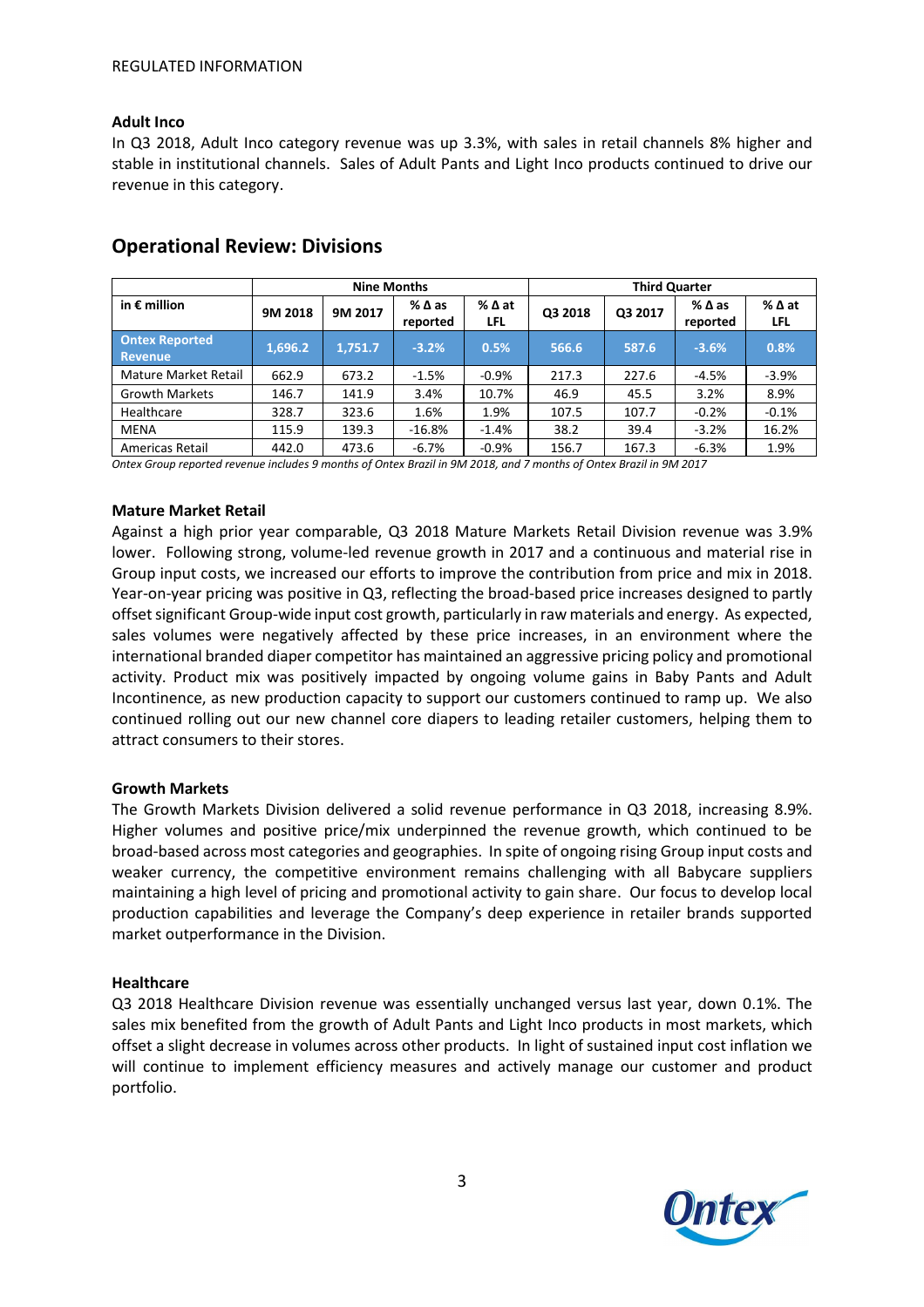REGULATED INFORMATION

### Adult Inco

In Q3 2018, Adult Inco category revenue was up 3.3%, with sales in retail channels 8% higher and stable in institutional channels. Sales of Adult Pants and Light Inco products continued to drive our revenue in this category.

## Operational Review: Divisions

| in € million | Nine Months | | | | Third Quarter | | | |
|---|---|---|---|---|---|---|---|---|
| | 9M 2018 | 9M 2017 | % Δ as reported | % Δ at LFL | Q3 2018 | Q3 2017 | % Δ as reported | % Δ at LFL |
| **Ontex Reported Revenue** | **1,696.2** | **1,751.7** | **-3.2%** | **0.5%** | **566.6** | **587.6** | **-3.6%** | **0.8%** |
| Mature Market Retail | 662.9 | 673.2 | -1.5% | -0.9% | 217.3 | 227.6 | -4.5% | -3.9% |
| Growth Markets | 146.7 | 141.9 | 3.4% | 10.7% | 46.9 | 45.5 | 3.2% | 8.9% |
| Healthcare | 328.7 | 323.6 | 1.6% | 1.9% | 107.5 | 107.7 | -0.2% | -0.1% |
| MENA | 115.9 | 139.3 | -16.8% | -1.4% | 38.2 | 39.4 | -3.2% | 16.2% |
| Americas Retail | 442.0 | 473.6 | -6.7% | -0.9% | 156.7 | 167.3 | -6.3% | 1.9% |

*Ontex Group reported revenue includes 9 months of Ontex Brazil in 9M 2018, and 7 months of Ontex Brazil in 9M 2017*

### Mature Market Retail

Against a high prior year comparable, Q3 2018 Mature Markets Retail Division revenue was 3.9% lower. Following strong, volume-led revenue growth in 2017 and a continuous and material rise in Group input costs, we increased our efforts to improve the contribution from price and mix in 2018. Year-on-year pricing was positive in Q3, reflecting the broad-based price increases designed to partly offset significant Group-wide input cost growth, particularly in raw materials and energy. As expected, sales volumes were negatively affected by these price increases, in an environment where the international branded diaper competitor has maintained an aggressive pricing policy and promotional activity. Product mix was positively impacted by ongoing volume gains in Baby Pants and Adult Incontinence, as new production capacity to support our customers continued to ramp up. We also continued rolling out our new channel core diapers to leading retailer customers, helping them to attract consumers to their stores.

### Growth Markets

The Growth Markets Division delivered a solid revenue performance in Q3 2018, increasing 8.9%. Higher volumes and positive price/mix underpinned the revenue growth, which continued to be broad-based across most categories and geographies. In spite of ongoing rising Group input costs and weaker currency, the competitive environment remains challenging with all Babycare suppliers maintaining a high level of pricing and promotional activity to gain share. Our focus to develop local production capabilities and leverage the Company's deep experience in retailer brands supported market outperformance in the Division.

### Healthcare

Q3 2018 Healthcare Division revenue was essentially unchanged versus last year, down 0.1%. The sales mix benefited from the growth of Adult Pants and Light Inco products in most markets, which offset a slight decrease in volumes across other products. In light of sustained input cost inflation we will continue to implement efficiency measures and actively manage our customer and product portfolio.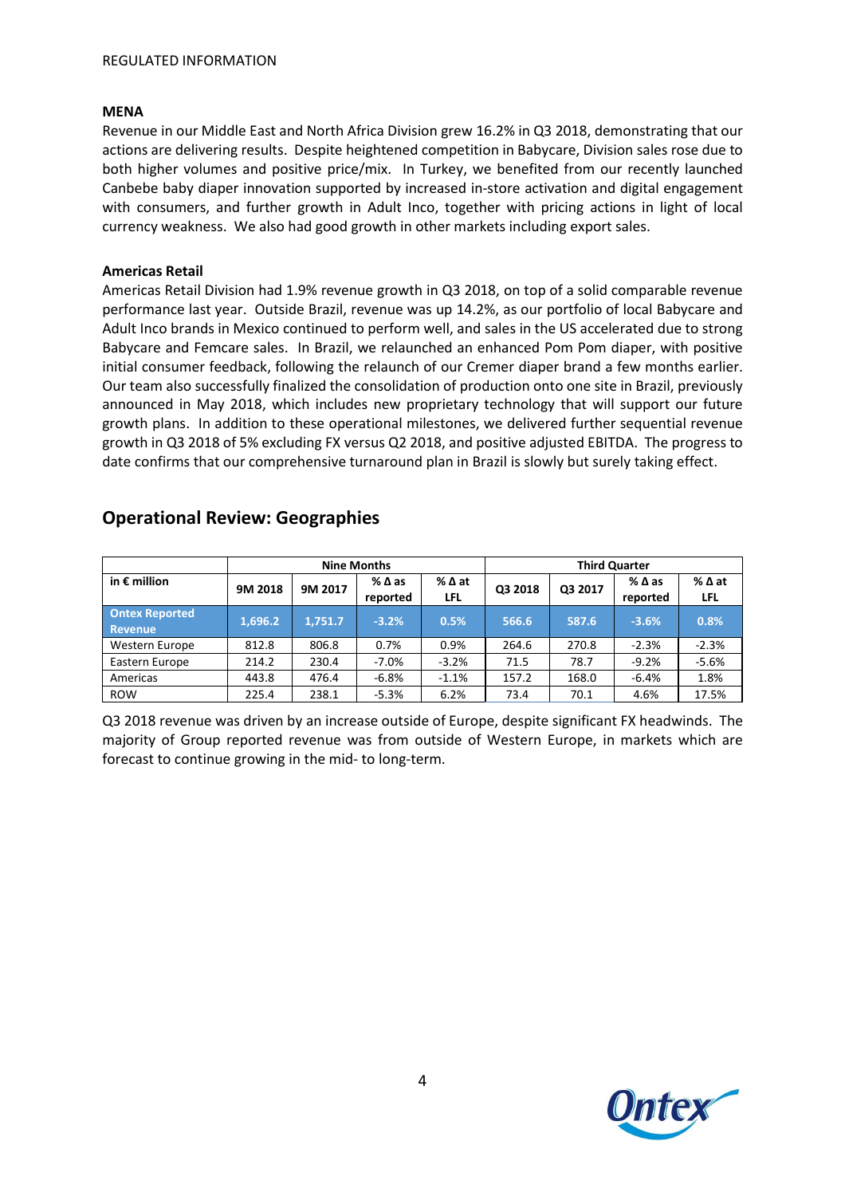**MENA**

Revenue in our Middle East and North Africa Division grew 16.2% in Q3 2018, demonstrating that our actions are delivering results. Despite heightened competition in Babycare, Division sales rose due to both higher volumes and positive price/mix. In Turkey, we benefited from our recently launched Canbebe baby diaper innovation supported by increased in-store activation and digital engagement with consumers, and further growth in Adult Inco, together with pricing actions in light of local currency weakness. We also had good growth in other markets including export sales.

**Americas Retail**

Americas Retail Division had 1.9% revenue growth in Q3 2018, on top of a solid comparable revenue performance last year. Outside Brazil, revenue was up 14.2%, as our portfolio of local Babycare and Adult Inco brands in Mexico continued to perform well, and sales in the US accelerated due to strong Babycare and Femcare sales. In Brazil, we relaunched an enhanced Pom Pom diaper, with positive initial consumer feedback, following the relaunch of our Cremer diaper brand a few months earlier. Our team also successfully finalized the consolidation of production onto one site in Brazil, previously announced in May 2018, which includes new proprietary technology that will support our future growth plans. In addition to these operational milestones, we delivered further sequential revenue growth in Q3 2018 of 5% excluding FX versus Q2 2018, and positive adjusted EBITDA. The progress to date confirms that our comprehensive turnaround plan in Brazil is slowly but surely taking effect.

## Operational Review: Geographies

| | Nine Months | | | | Third Quarter | | | |
|---|---|---|---|---|---|---|---|---|
| in € million | 9M 2018 | 9M 2017 | % Δ as reported | % Δ at LFL | Q3 2018 | Q3 2017 | % Δ as reported | % Δ at LFL |
| **Ontex Reported Revenue** | **1,696.2** | **1,751.7** | **-3.2%** | **0.5%** | **566.6** | **587.6** | **-3.6%** | **0.8%** |
| Western Europe | 812.8 | 806.8 | 0.7% | 0.9% | 264.6 | 270.8 | -2.3% | -2.3% |
| Eastern Europe | 214.2 | 230.4 | -7.0% | -3.2% | 71.5 | 78.7 | -9.2% | -5.6% |
| Americas | 443.8 | 476.4 | -6.8% | -1.1% | 157.2 | 168.0 | -6.4% | 1.8% |
| ROW | 225.4 | 238.1 | -5.3% | 6.2% | 73.4 | 70.1 | 4.6% | 17.5% |

Q3 2018 revenue was driven by an increase outside of Europe, despite significant FX headwinds. The majority of Group reported revenue was from outside of Western Europe, in markets which are forecast to continue growing in the mid- to long-term.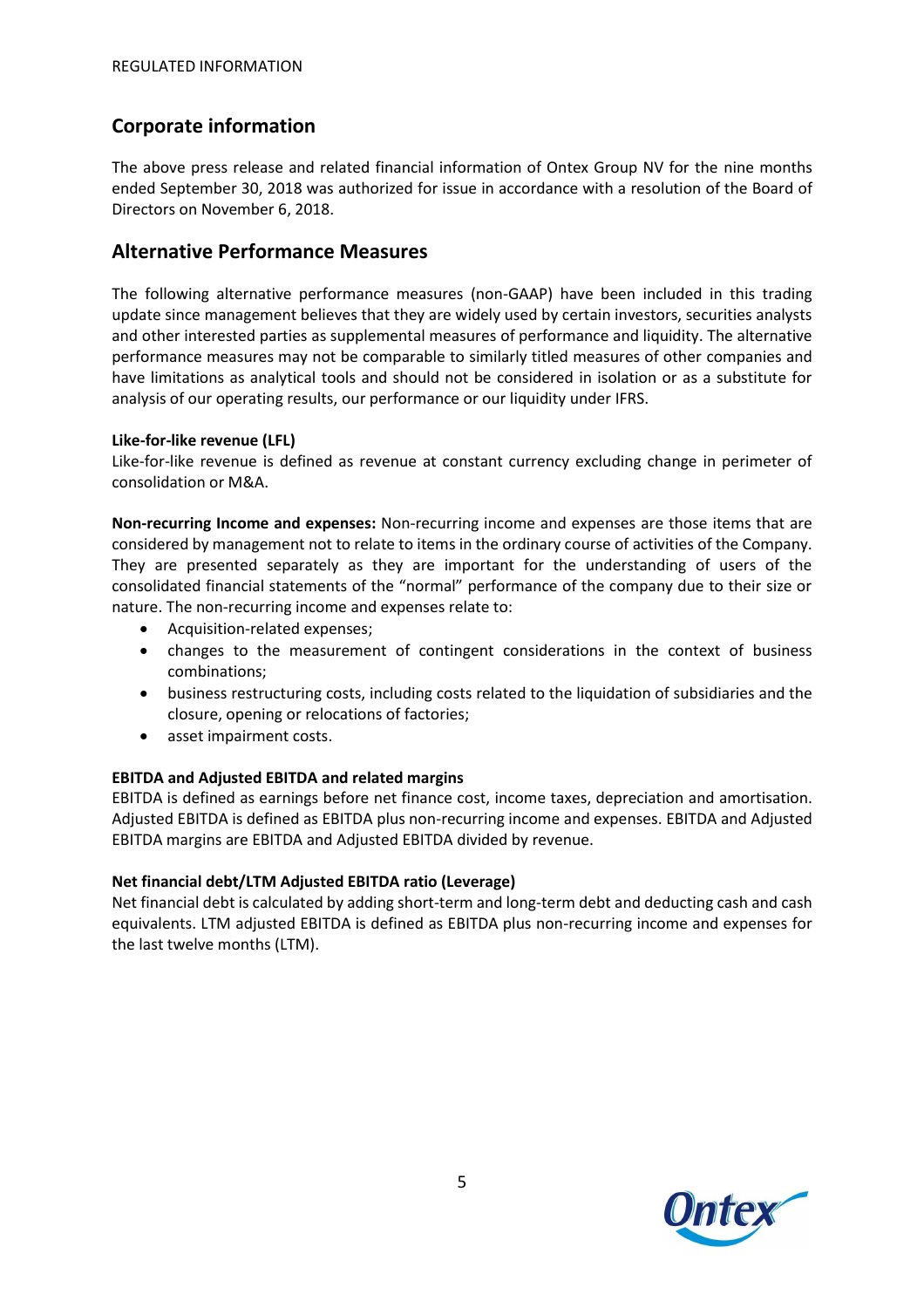## Corporate information

The above press release and related financial information of Ontex Group NV for the nine months ended September 30, 2018 was authorized for issue in accordance with a resolution of the Board of Directors on November 6, 2018.

## Alternative Performance Measures

The following alternative performance measures (non-GAAP) have been included in this trading update since management believes that they are widely used by certain investors, securities analysts and other interested parties as supplemental measures of performance and liquidity. The alternative performance measures may not be comparable to similarly titled measures of other companies and have limitations as analytical tools and should not be considered in isolation or as a substitute for analysis of our operating results, our performance or our liquidity under IFRS.

**Like-for-like revenue (LFL)**
Like-for-like revenue is defined as revenue at constant currency excluding change in perimeter of consolidation or M&A.

**Non-recurring Income and expenses:** Non-recurring income and expenses are those items that are considered by management not to relate to items in the ordinary course of activities of the Company. They are presented separately as they are important for the understanding of users of the consolidated financial statements of the "normal" performance of the company due to their size or nature. The non-recurring income and expenses relate to:

- Acquisition-related expenses;
- changes to the measurement of contingent considerations in the context of business combinations;
- business restructuring costs, including costs related to the liquidation of subsidiaries and the closure, opening or relocations of factories;
- asset impairment costs.

**EBITDA and Adjusted EBITDA and related margins**
EBITDA is defined as earnings before net finance cost, income taxes, depreciation and amortisation. Adjusted EBITDA is defined as EBITDA plus non-recurring income and expenses. EBITDA and Adjusted EBITDA margins are EBITDA and Adjusted EBITDA divided by revenue.

**Net financial debt/LTM Adjusted EBITDA ratio (Leverage)**
Net financial debt is calculated by adding short-term and long-term debt and deducting cash and cash equivalents. LTM adjusted EBITDA is defined as EBITDA plus non-recurring income and expenses for the last twelve months (LTM).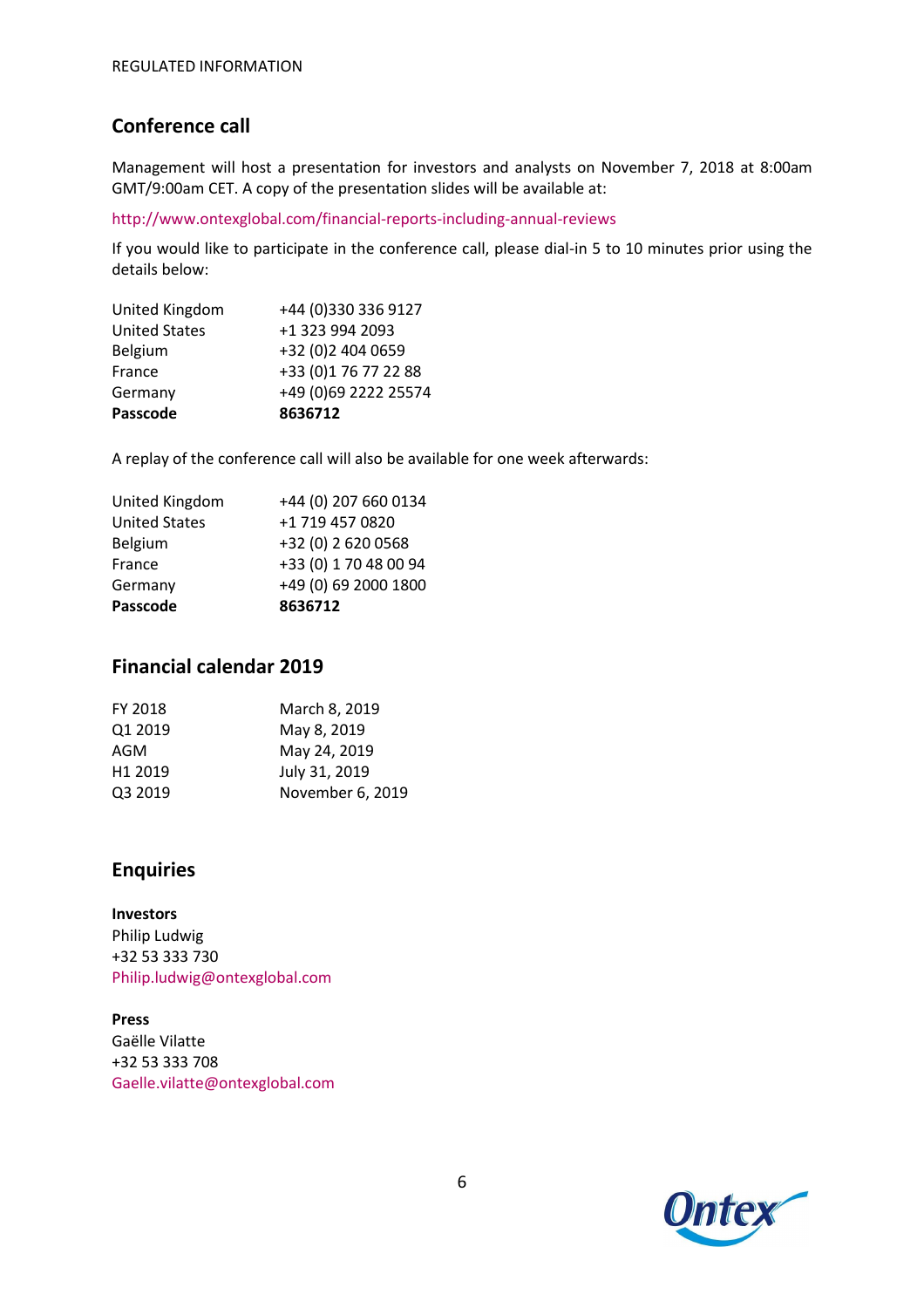## Conference call

Management will host a presentation for investors and analysts on November 7, 2018 at 8:00am GMT/9:00am CET. A copy of the presentation slides will be available at:

http://www.ontexglobal.com/financial-reports-including-annual-reviews

If you would like to participate in the conference call, please dial-in 5 to 10 minutes prior using the details below:

| | |
|---|---|
| United Kingdom | +44 (0)330 336 9127 |
| United States | +1 323 994 2093 |
| Belgium | +32 (0)2 404 0659 |
| France | +33 (0)1 76 77 22 88 |
| Germany | +49 (0)69 2222 25574 |
| **Passcode** | **8636712** |

A replay of the conference call will also be available for one week afterwards:

| | |
|---|---|
| United Kingdom | +44 (0) 207 660 0134 |
| United States | +1 719 457 0820 |
| Belgium | +32 (0) 2 620 0568 |
| France | +33 (0) 1 70 48 00 94 |
| Germany | +49 (0) 69 2000 1800 |
| **Passcode** | **8636712** |

## Financial calendar 2019

| | |
|---|---|
| FY 2018 | March 8, 2019 |
| Q1 2019 | May 8, 2019 |
| AGM | May 24, 2019 |
| H1 2019 | July 31, 2019 |
| Q3 2019 | November 6, 2019 |

## Enquiries

**Investors**
Philip Ludwig
+32 53 333 730
Philip.ludwig@ontexglobal.com

**Press**
Gaëlle Vilatte
+32 53 333 708
Gaelle.vilatte@ontexglobal.com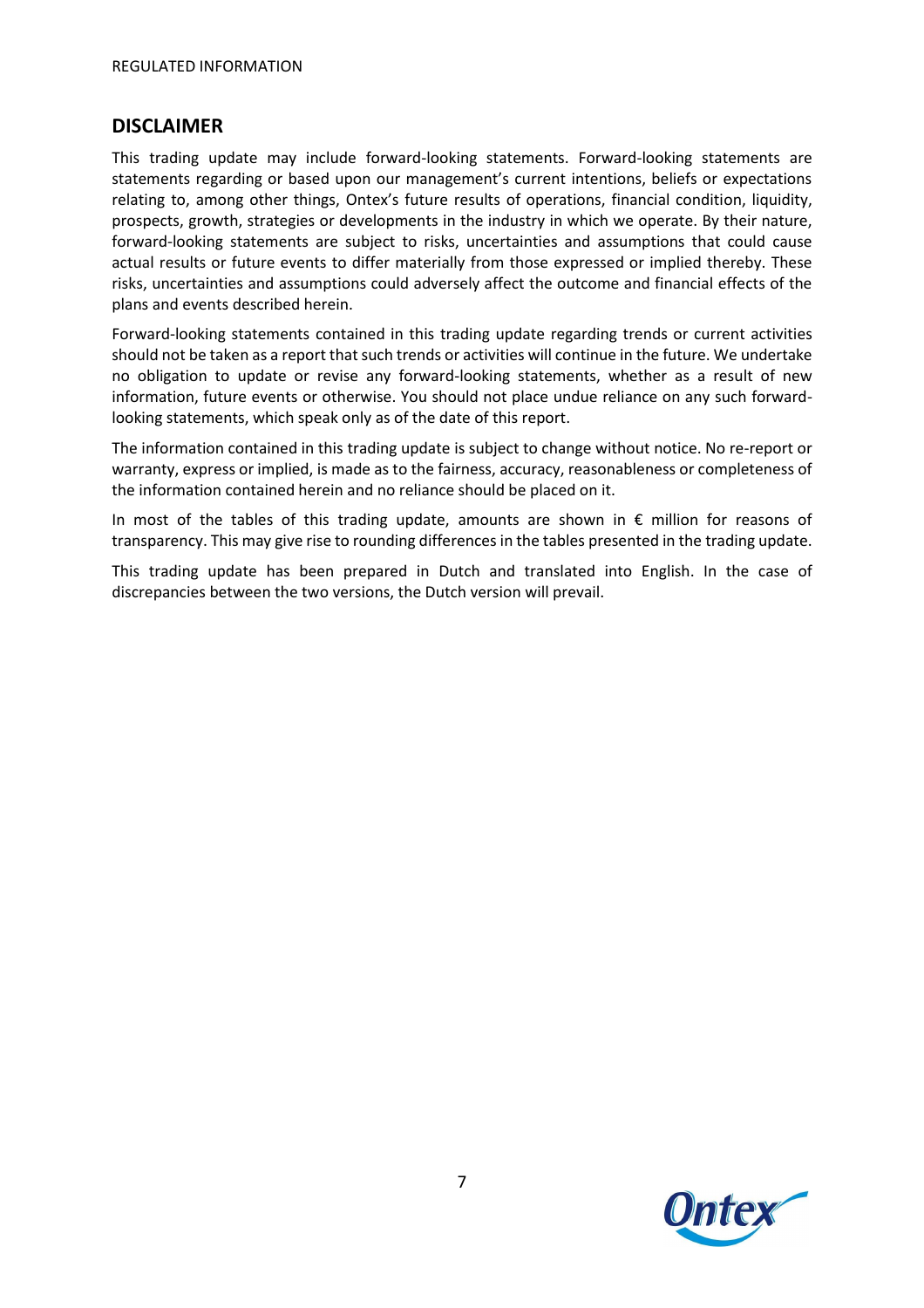## DISCLAIMER

This trading update may include forward-looking statements. Forward-looking statements are statements regarding or based upon our management's current intentions, beliefs or expectations relating to, among other things, Ontex's future results of operations, financial condition, liquidity, prospects, growth, strategies or developments in the industry in which we operate. By their nature, forward-looking statements are subject to risks, uncertainties and assumptions that could cause actual results or future events to differ materially from those expressed or implied thereby. These risks, uncertainties and assumptions could adversely affect the outcome and financial effects of the plans and events described herein.

Forward-looking statements contained in this trading update regarding trends or current activities should not be taken as a report that such trends or activities will continue in the future. We undertake no obligation to update or revise any forward-looking statements, whether as a result of new information, future events or otherwise. You should not place undue reliance on any such forward-looking statements, which speak only as of the date of this report.

The information contained in this trading update is subject to change without notice. No re-report or warranty, express or implied, is made as to the fairness, accuracy, reasonableness or completeness of the information contained herein and no reliance should be placed on it.

In most of the tables of this trading update, amounts are shown in € million for reasons of transparency. This may give rise to rounding differences in the tables presented in the trading update.

This trading update has been prepared in Dutch and translated into English. In the case of discrepancies between the two versions, the Dutch version will prevail.